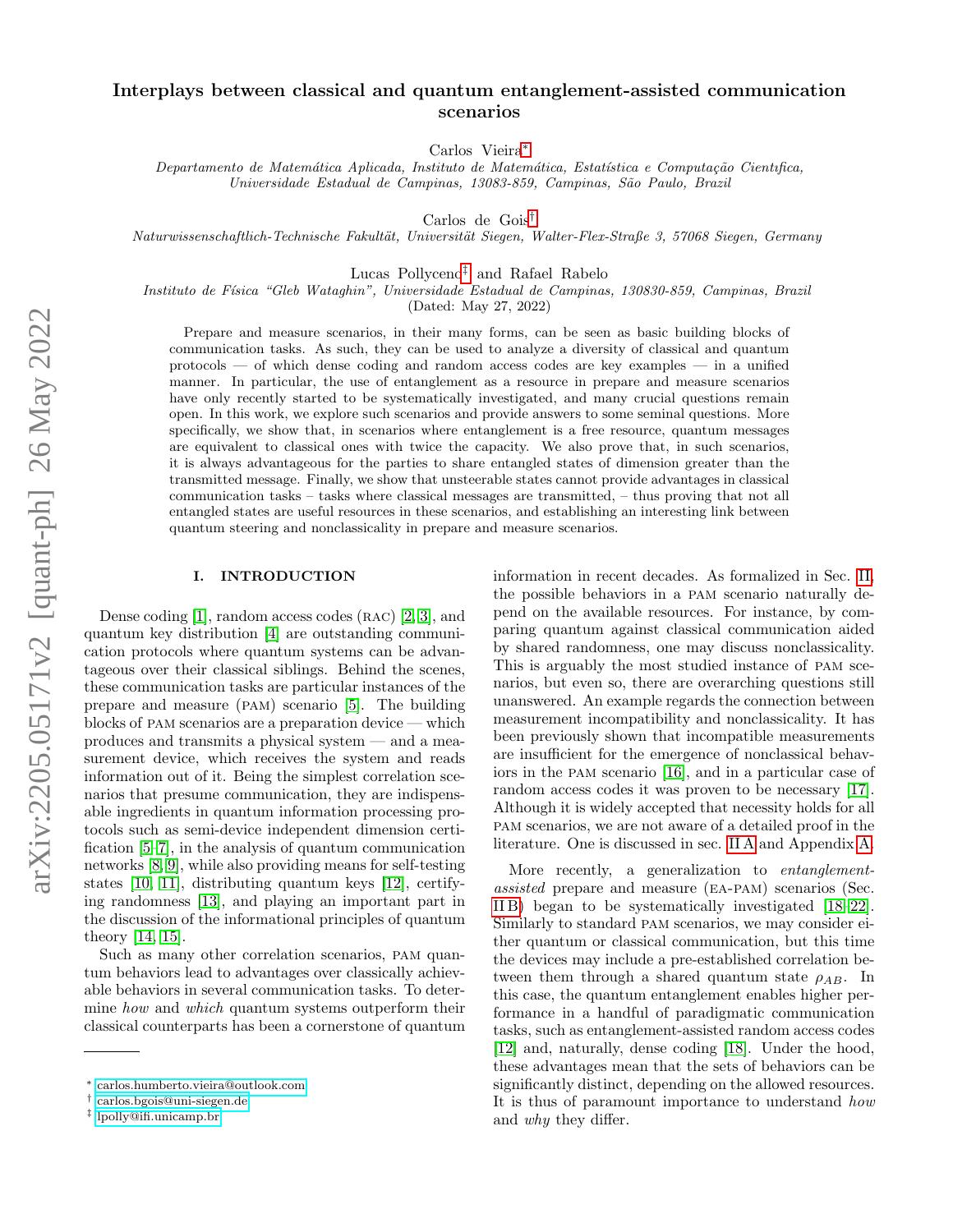# Interplays between classical and quantum entanglement-assisted communication scenarios

Carlos Vieira[*]
*Departamento de Matemática Aplicada, Instituto de Matemática, Estatística e Computação Científica, Universidade Estadual de Campinas, 13083-859, Campinas, São Paulo, Brazil*

Carlos de Gois[†]
*Naturwissenschaftlich-Technische Fakultät, Universität Siegen, Walter-Flex-Straße 3, 57068 Siegen, Germany*

Lucas Pollyceno[‡] and Rafael Rabelo
*Instituto de Física "Gleb Wataghin", Universidade Estadual de Campinas, 130830-859, Campinas, Brazil*

(Dated: May 27, 2022)

Prepare and measure scenarios, in their many forms, can be seen as basic building blocks of communication tasks. As such, they can be used to analyze a diversity of classical and quantum protocols — of which dense coding and random access codes are key examples — in a unified manner. In particular, the use of entanglement as a resource in prepare and measure scenarios have only recently started to be systematically investigated, and many crucial questions remain open. In this work, we explore such scenarios and provide answers to some seminal questions. More specifically, we show that, in scenarios where entanglement is a free resource, quantum messages are equivalent to classical ones with twice the capacity. We also prove that, in such scenarios, it is always advantageous for the parties to share entangled states of dimension greater than the transmitted message. Finally, we show that unsteerable states cannot provide advantages in classical communication tasks – tasks where classical messages are transmitted, – thus proving that not all entangled states are useful resources in these scenarios, and establishing an interesting link between quantum steering and nonclassicality in prepare and measure scenarios.

## I. INTRODUCTION

Dense coding [1], random access codes (RAC) [2, 3], and quantum key distribution [4] are outstanding communication protocols where quantum systems can be advantageous over their classical siblings. Behind the scenes, these communication tasks are particular instances of the prepare and measure (PAM) scenario [5]. The building blocks of PAM scenarios are a preparation device — which produces and transmits a physical system — and a measurement device, which receives the system and reads information out of it. Being the simplest correlation scenarios that presume communication, they are indispensable ingredients in quantum information processing protocols such as semi-device independent dimension certification [5–7], in the analysis of quantum communication networks [8, 9], while also providing means for self-testing states [10, 11], distributing quantum keys [12], certifying randomness [13], and playing an important part in the discussion of the informational principles of quantum theory [14, 15].

Such as many other correlation scenarios, PAM quantum behaviors lead to advantages over classically achievable behaviors in several communication tasks. To determine *how* and *which* quantum systems outperform their classical counterparts has been a cornerstone of quantum information in recent decades. As formalized in Sec. II, the possible behaviors in a PAM scenario naturally depend on the available resources. For instance, by comparing quantum against classical communication aided by shared randomness, one may discuss nonclassicality. This is arguably the most studied instance of PAM scenarios, but even so, there are overarching questions still unanswered. An example regards the connection between measurement incompatibility and nonclassicality. It has been previously shown that incompatible measurements are insufficient for the emergence of nonclassical behaviors in the PAM scenario [16], and in a particular case of random access codes it was proven to be necessary [17]. Although it is widely accepted that necessity holds for all PAM scenarios, we are not aware of a detailed proof in the literature. One is discussed in sec. II A and Appendix A.

More recently, a generalization to *entanglement-assisted* prepare and measure (EA-PAM) scenarios (Sec. II B) began to be systematically investigated [18–22]. Similarly to standard PAM scenarios, we may consider either quantum or classical communication, but this time the devices may include a pre-established correlation between them through a shared quantum state $\rho_{AB}$. In this case, the quantum entanglement enables higher performance in a handful of paradigmatic communication tasks, such as entanglement-assisted random access codes [12] and, naturally, dense coding [18]. Under the hood, these advantages mean that the sets of behaviors can be significantly distinct, depending on the allowed resources. It is thus of paramount importance to understand *how* and *why* they differ.

---

[*] carlos.humberto.vieira@outlook.com
[†] carlos.bgois@uni-siegen.de
[‡] lpolly@ifi.unicamp.br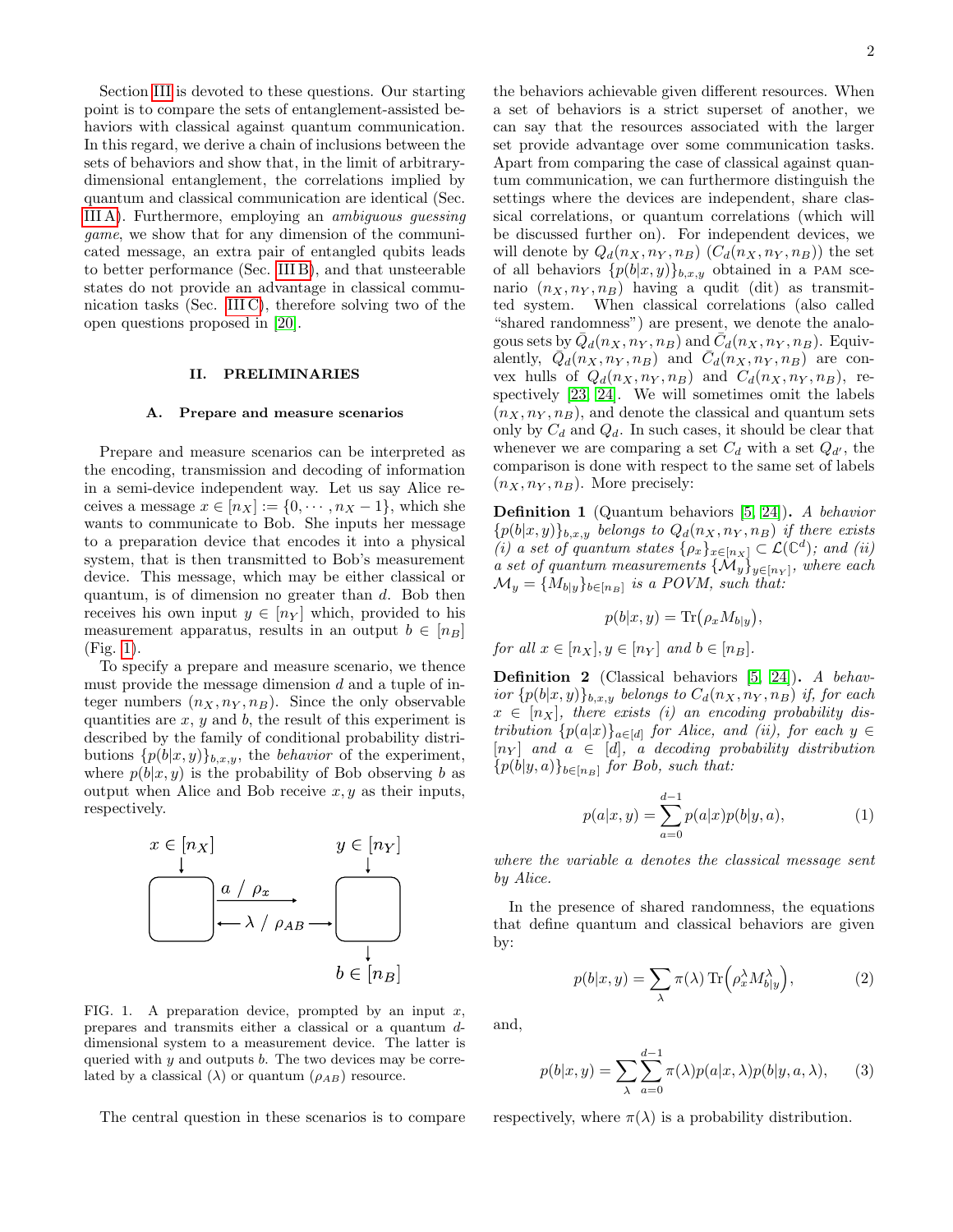Section III is devoted to these questions. Our starting point is to compare the sets of entanglement-assisted behaviors with classical against quantum communication. In this regard, we derive a chain of inclusions between the sets of behaviors and show that, in the limit of arbitrary-dimensional entanglement, the correlations implied by quantum and classical communication are identical (Sec. III A). Furthermore, employing an *ambiguous guessing game*, we show that for any dimension of the communicated message, an extra pair of entangled qubits leads to better performance (Sec. III B), and that unsteerable states do not provide an advantage in classical communication tasks (Sec. III C), therefore solving two of the open questions proposed in [20].

## II. PRELIMINARIES

### A. Prepare and measure scenarios

Prepare and measure scenarios can be interpreted as the encoding, transmission and decoding of information in a semi-device independent way. Let us say Alice receives a message $x \in [n_X] := \{0, \cdots, n_X - 1\}$, which she wants to communicate to Bob. She inputs her message to a preparation device that encodes it into a physical system, that is then transmitted to Bob's measurement device. This message, which may be either classical or quantum, is of dimension no greater than $d$. Bob then receives his own input $y \in [n_Y]$ which, provided to his measurement apparatus, results in an output $b \in [n_B]$ (Fig. 1).

To specify a prepare and measure scenario, we thence must provide the message dimension $d$ and a tuple of integer numbers $(n_X, n_Y, n_B)$. Since the only observable quantities are $x$, $y$ and $b$, the result of this experiment is described by the family of conditional probability distributions $\{p(b|x,y)\}_{b,x,y}$, the *behavior* of the experiment, where $p(b|x,y)$ is the probability of Bob observing $b$ as output when Alice and Bob receive $x, y$ as their inputs, respectively.

FIG. 1. A preparation device, prompted by an input $x$, prepares and transmits either a classical or a quantum $d$-dimensional system to a measurement device. The latter is queried with $y$ and outputs $b$. The two devices may be correlated by a classical ($\lambda$) or quantum ($\rho_{AB}$) resource.

The central question in these scenarios is to compare the behaviors achievable given different resources. When a set of behaviors is a strict superset of another, we can say that the resources associated with the larger set provide advantage over some communication tasks. Apart from comparing the case of classical against quantum communication, we can furthermore distinguish the settings where the devices are independent, share classical correlations, or quantum correlations (which will be discussed further on). For independent devices, we will denote by $Q_d(n_X, n_Y, n_B)$ ($C_d(n_X, n_Y, n_B)$) the set of all behaviors $\{p(b|x,y)\}_{b,x,y}$ obtained in a PAM scenario $(n_X, n_Y, n_B)$ having a qudit (dit) as transmitted system. When classical correlations (also called "shared randomness") are present, we denote the analogous sets by $\bar{Q}_d(n_X, n_Y, n_B)$ and $\bar{C}_d(n_X, n_Y, n_B)$. Equivalently, $\bar{Q}_d(n_X, n_Y, n_B)$ and $\bar{C}_d(n_X, n_Y, n_B)$ are convex hulls of $Q_d(n_X, n_Y, n_B)$ and $C_d(n_X, n_Y, n_B)$, respectively [23, 24]. We will sometimes omit the labels $(n_X, n_Y, n_B)$, and denote the classical and quantum sets only by $C_d$ and $Q_d$. In such cases, it should be clear that whenever we are comparing a set $C_d$ with a set $Q_{d'}$, the comparison is done with respect to the same set of labels $(n_X, n_Y, n_B)$. More precisely:

**Definition 1** (Quantum behaviors [5, 24]). *A behavior $\{p(b|x,y)\}_{b,x,y}$ belongs to $Q_d(n_X, n_Y, n_B)$ if there exists (i) a set of quantum states $\{\rho_x\}_{x\in[n_X]} \subset \mathcal{L}(\mathbb{C}^d)$; and (ii) a set of quantum measurements $\{\mathcal{M}_y\}_{y\in[n_Y]}$, where each $\mathcal{M}_y = \{M_{b|y}\}_{b\in[n_B]}$ is a POVM, such that:*

$$p(b|x,y) = \mathrm{Tr}\big(\rho_x M_{b|y}\big),$$

*for all $x \in [n_X], y \in [n_Y]$ and $b \in [n_B]$.*

**Definition 2** (Classical behaviors [5, 24]). *A behavior $\{p(b|x,y)\}_{b,x,y}$ belongs to $C_d(n_X, n_Y, n_B)$ if, for each $x \in [n_X]$, there exists (i) an encoding probability distribution $\{p(a|x)\}_{a\in[d]}$ for Alice, and (ii), for each $y \in [n_Y]$ and $a \in [d]$, a decoding probability distribution $\{p(b|y,a)\}_{b\in[n_B]}$ for Bob, such that:*

$$p(a|x,y) = \sum_{a=0}^{d-1} p(a|x)p(b|y,a), \tag{1}$$

*where the variable $a$ denotes the classical message sent by Alice.*

In the presence of shared randomness, the equations that define quantum and classical behaviors are given by:

$$p(b|x,y) = \sum_{\lambda} \pi(\lambda)\, \mathrm{Tr}\Big(\rho_x^{\lambda} M_{b|y}^{\lambda}\Big), \tag{2}$$

and,

$$p(b|x,y) = \sum_{\lambda} \sum_{a=0}^{d-1} \pi(\lambda) p(a|x,\lambda) p(b|y,a,\lambda), \tag{3}$$

respectively, where $\pi(\lambda)$ is a probability distribution.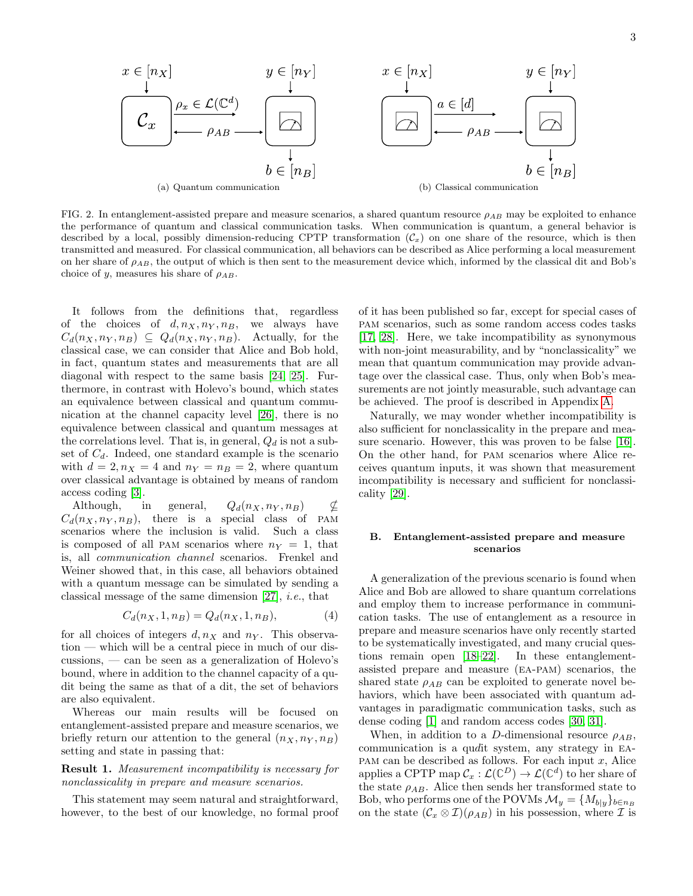(a) Quantum communication

(b) Classical communication

FIG. 2. In entanglement-assisted prepare and measure scenarios, a shared quantum resource $\rho_{AB}$ may be exploited to enhance the performance of quantum and classical communication tasks. When communication is quantum, a general behavior is described by a local, possibly dimension-reducing CPTP transformation ($\mathcal{C}_x$) on one share of the resource, which is then transmitted and measured. For classical communication, all behaviors can be described as Alice performing a local measurement on her share of $\rho_{AB}$, the output of which is then sent to the measurement device which, informed by the classical dit and Bob's choice of $y$, measures his share of $\rho_{AB}$.

It follows from the definitions that, regardless of the choices of $d, n_X, n_Y, n_B$, we always have $C_d(n_X, n_Y, n_B) \subseteq Q_d(n_X, n_Y, n_B)$. Actually, for the classical case, we can consider that Alice and Bob hold, in fact, quantum states and measurements that are all diagonal with respect to the same basis [24, 25]. Furthermore, in contrast with Holevo's bound, which states an equivalence between classical and quantum communication at the channel capacity level [26], there is no equivalence between classical and quantum messages at the correlations level. That is, in general, $Q_d$ is not a subset of $C_d$. Indeed, one standard example is the scenario with $d = 2, n_X = 4$ and $n_Y = n_B = 2$, where quantum over classical advantage is obtained by means of random access coding [3].

Although, in general, $Q_d(n_X, n_Y, n_B) \not\subseteq C_d(n_X, n_Y, n_B)$, there is a special class of PAM scenarios where the inclusion is valid. Such a class is composed of all PAM scenarios where $n_Y = 1$, that is, all *communication channel* scenarios. Frenkel and Weiner showed that, in this case, all behaviors obtained with a quantum message can be simulated by sending a classical message of the same dimension [27], *i.e.*, that

$$C_d(n_X, 1, n_B) = Q_d(n_X, 1, n_B), \tag{4}$$

for all choices of integers $d, n_X$ and $n_Y$. This observation — which will be a central piece in much of our discussions, — can be seen as a generalization of Holevo's bound, where in addition to the channel capacity of a qudit being the same as that of a dit, the set of behaviors are also equivalent.

Whereas our main results will be focused on entanglement-assisted prepare and measure scenarios, we briefly return our attention to the general $(n_X, n_Y, n_B)$ setting and state in passing that:

**Result 1.** *Measurement incompatibility is necessary for nonclassicality in prepare and measure scenarios.*

This statement may seem natural and straightforward, however, to the best of our knowledge, no formal proof of it has been published so far, except for special cases of PAM scenarios, such as some random access codes tasks [17, 28]. Here, we take incompatibility as synonymous with non-joint measurability, and by "nonclassicality" we mean that quantum communication may provide advantage over the classical case. Thus, only when Bob's measurements are not jointly measurable, such advantage can be achieved. The proof is described in Appendix A.

Naturally, we may wonder whether incompatibility is also sufficient for nonclassicality in the prepare and measure scenario. However, this was proven to be false [16]. On the other hand, for PAM scenarios where Alice receives quantum inputs, it was shown that measurement incompatibility is necessary and sufficient for nonclassicality [29].

### B. Entanglement-assisted prepare and measure scenarios

A generalization of the previous scenario is found when Alice and Bob are allowed to share quantum correlations and employ them to increase performance in communication tasks. The use of entanglement as a resource in prepare and measure scenarios have only recently started to be systematically investigated, and many crucial questions remain open [18–22]. In these entanglement-assisted prepare and measure (EA-PAM) scenarios, the shared state $\rho_{AB}$ can be exploited to generate novel behaviors, which have been associated with quantum advantages in paradigmatic communication tasks, such as dense coding [1] and random access codes [30, 31].

When, in addition to a $D$-dimensional resource $\rho_{AB}$, communication is a qu$d$it system, any strategy in EA-PAM can be described as follows. For each input $x$, Alice applies a CPTP map $\mathcal{C}_x : \mathcal{L}(\mathbb{C}^D) \to \mathcal{L}(\mathbb{C}^d)$ to her share of the state $\rho_{AB}$. Alice then sends her transformed state to Bob, who performs one of the POVMs $\mathcal{M}_y = \{M_{b|y}\}_{b \in n_B}$ on the state $(\mathcal{C}_x \otimes \mathcal{I})(\rho_{AB})$ in his possession, where $\mathcal{I}$ is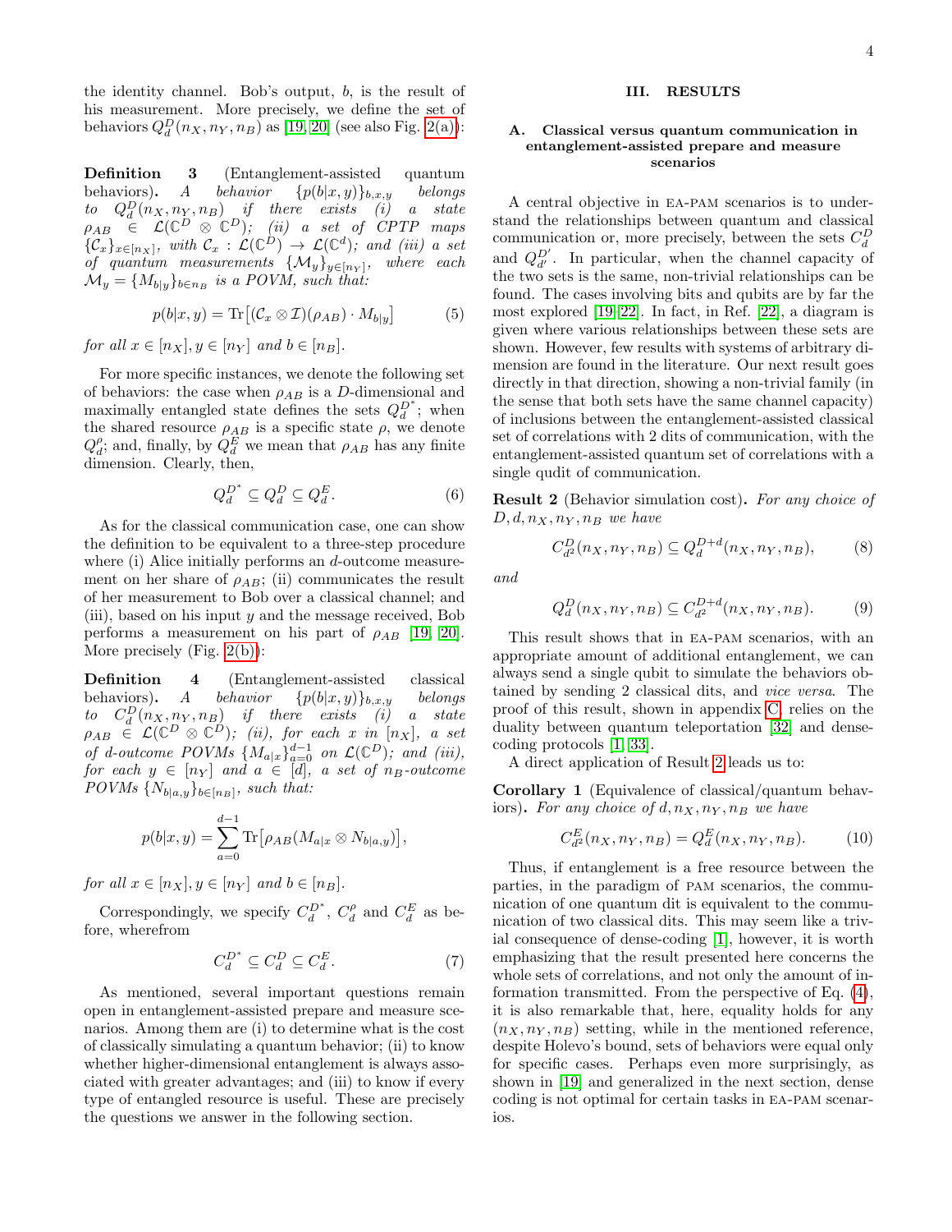the identity channel. Bob's output, $b$, is the result of his measurement. More precisely, we define the set of behaviors $Q_d^D(n_X, n_Y, n_B)$ as [19, 20] (see also Fig. 2(a)):

**Definition 3** (Entanglement-assisted quantum behaviors). *A behavior $\{p(b|x,y)\}_{b,x,y}$ belongs to $Q_d^D(n_X, n_Y, n_B)$ if there exists (i) a state $\rho_{AB} \in \mathcal{L}(\mathbb{C}^D \otimes \mathbb{C}^D)$; (ii) a set of CPTP maps $\{\mathcal{C}_x\}_{x\in[n_X]}$, with $\mathcal{C}_x : \mathcal{L}(\mathbb{C}^D) \to \mathcal{L}(\mathbb{C}^d)$; and (iii) a set of quantum measurements $\{\mathcal{M}_y\}_{y\in[n_Y]}$, where each $\mathcal{M}_y = \{M_{b|y}\}_{b\in n_B}$ is a POVM, such that:*

$$p(b|x,y) = \mathrm{Tr}\big[(\mathcal{C}_x \otimes \mathcal{I})(\rho_{AB}) \cdot M_{b|y}\big] \tag{5}$$

*for all $x \in [n_X]$, $y \in [n_Y]$ and $b \in [n_B]$.*

For more specific instances, we denote the following set of behaviors: the case when $\rho_{AB}$ is a $D$-dimensional and maximally entangled state defines the sets $Q_d^{D^*}$; when the shared resource $\rho_{AB}$ is a specific state $\rho$, we denote $Q_d^\rho$; and, finally, by $Q_d^E$ we mean that $\rho_{AB}$ has any finite dimension. Clearly, then,

$$Q_d^{D^*} \subseteq Q_d^D \subseteq Q_d^E. \tag{6}$$

As for the classical communication case, one can show the definition to be equivalent to a three-step procedure where (i) Alice initially performs an $d$-outcome measurement on her share of $\rho_{AB}$; (ii) communicates the result of her measurement to Bob over a classical channel; and (iii), based on his input $y$ and the message received, Bob performs a measurement on his part of $\rho_{AB}$ [19, 20]. More precisely (Fig. 2(b)):

**Definition 4** (Entanglement-assisted classical behaviors). *A behavior $\{p(b|x,y)\}_{b,x,y}$ belongs to $C_d^D(n_X, n_Y, n_B)$ if there exists (i) a state $\rho_{AB} \in \mathcal{L}(\mathbb{C}^D \otimes \mathbb{C}^D)$; (ii), for each $x$ in $[n_X]$, a set of $d$-outcome POVMs $\{M_{a|x}\}_{a=0}^{d-1}$ on $\mathcal{L}(\mathbb{C}^D)$; and (iii), for each $y \in [n_Y]$ and $a \in [d]$, a set of $n_B$-outcome POVMs $\{N_{b|a,y}\}_{b\in[n_B]}$, such that:*

$$p(b|x,y) = \sum_{a=0}^{d-1} \mathrm{Tr}\big[\rho_{AB}(M_{a|x} \otimes N_{b|a,y})\big],$$

*for all $x \in [n_X]$, $y \in [n_Y]$ and $b \in [n_B]$.*

Correspondingly, we specify $C_d^{D^*}$, $C_d^\rho$ and $C_d^E$ as before, wherefrom

$$C_d^{D^*} \subseteq C_d^D \subseteq C_d^E. \tag{7}$$

As mentioned, several important questions remain open in entanglement-assisted prepare and measure scenarios. Among them are (i) to determine what is the cost of classically simulating a quantum behavior; (ii) to know whether higher-dimensional entanglement is always associated with greater advantages; and (iii) to know if every type of entangled resource is useful. These are precisely the questions we answer in the following section.

## III. RESULTS

### A. Classical versus quantum communication in entanglement-assisted prepare and measure scenarios

A central objective in EA-PAM scenarios is to understand the relationships between quantum and classical communication or, more precisely, between the sets $C_d^D$ and $Q_{d'}^{D'}$. In particular, when the channel capacity of the two sets is the same, non-trivial relationships can be found. The cases involving bits and qubits are by far the most explored [19–22]. In fact, in Ref. [22], a diagram is given where various relationships between these sets are shown. However, few results with systems of arbitrary dimension are found in the literature. Our next result goes directly in that direction, showing a non-trivial family (in the sense that both sets have the same channel capacity) of inclusions between the entanglement-assisted classical set of correlations with 2 dits of communication, with the entanglement-assisted quantum set of correlations with a single qudit of communication.

**Result 2** (Behavior simulation cost). *For any choice of $D, d, n_X, n_Y, n_B$ we have*

$$C_{d^2}^D(n_X, n_Y, n_B) \subseteq Q_d^{D+d}(n_X, n_Y, n_B), \tag{8}$$

*and*

$$Q_d^D(n_X, n_Y, n_B) \subseteq C_{d^2}^{D+d}(n_X, n_Y, n_B). \tag{9}$$

This result shows that in EA-PAM scenarios, with an appropriate amount of additional entanglement, we can always send a single qubit to simulate the behaviors obtained by sending 2 classical dits, and *vice versa*. The proof of this result, shown in appendix C, relies on the duality between quantum teleportation [32] and dense-coding protocols [1, 33].

A direct application of Result 2 leads us to:

**Corollary 1** (Equivalence of classical/quantum behaviors). *For any choice of $d, n_X, n_Y, n_B$ we have*

$$C_{d^2}^E(n_X, n_Y, n_B) = Q_d^E(n_X, n_Y, n_B). \tag{10}$$

Thus, if entanglement is a free resource between the parties, in the paradigm of PAM scenarios, the communication of one quantum dit is equivalent to the communication of two classical dits. This may seem like a trivial consequence of dense-coding [1], however, it is worth emphasizing that the result presented here concerns the whole sets of correlations, and not only the amount of information transmitted. From the perspective of Eq. (4), it is also remarkable that, here, equality holds for any $(n_X, n_Y, n_B)$ setting, while in the mentioned reference, despite Holevo's bound, sets of behaviors were equal only for specific cases. Perhaps even more surprisingly, as shown in [19] and generalized in the next section, dense coding is not optimal for certain tasks in EA-PAM scenarios.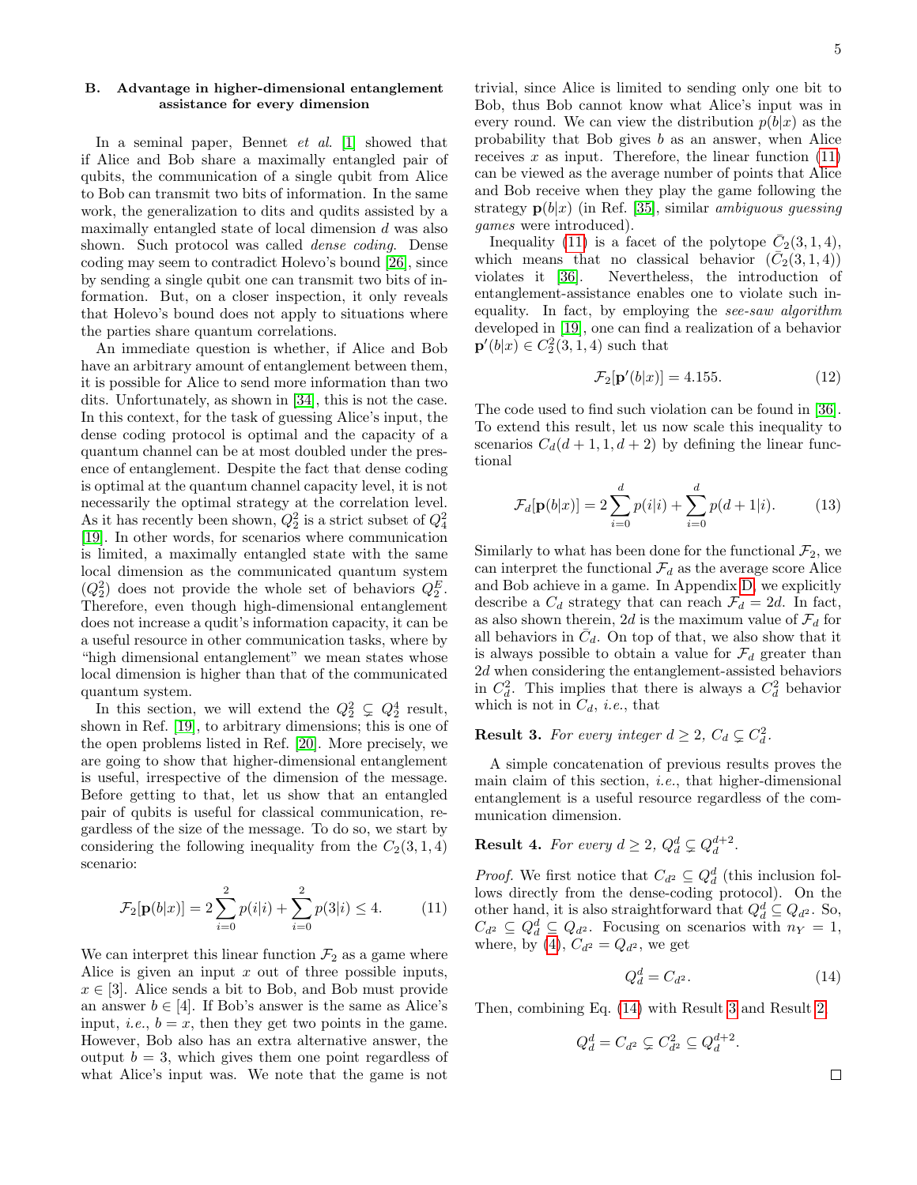### B. Advantage in higher-dimensional entanglement assistance for every dimension

In a seminal paper, Bennet *et al.* [1] showed that if Alice and Bob share a maximally entangled pair of qubits, the communication of a single qubit from Alice to Bob can transmit two bits of information. In the same work, the generalization to dits and qudits assisted by a maximally entangled state of local dimension $d$ was also shown. Such protocol was called *dense coding*. Dense coding may seem to contradict Holevo's bound [26], since by sending a single qubit one can transmit two bits of information. But, on a closer inspection, it only reveals that Holevo's bound does not apply to situations where the parties share quantum correlations.

An immediate question is whether, if Alice and Bob have an arbitrary amount of entanglement between them, it is possible for Alice to send more information than two dits. Unfortunately, as shown in [34], this is not the case. In this context, for the task of guessing Alice's input, the dense coding protocol is optimal and the capacity of a quantum channel can be at most doubled under the presence of entanglement. Despite the fact that dense coding is optimal at the quantum channel capacity level, it is not necessarily the optimal strategy at the correlation level. As it has recently been shown, $Q_2^2$ is a strict subset of $Q_4^2$ [19]. In other words, for scenarios where communication is limited, a maximally entangled state with the same local dimension as the communicated quantum system ($Q_2^2$) does not provide the whole set of behaviors $Q_2^E$. Therefore, even though high-dimensional entanglement does not increase a qudit's information capacity, it can be a useful resource in other communication tasks, where by "high dimensional entanglement" we mean states whose local dimension is higher than that of the communicated quantum system.

In this section, we will extend the $Q_2^2 \subsetneq Q_2^4$ result, shown in Ref. [19], to arbitrary dimensions; this is one of the open problems listed in Ref. [20]. More precisely, we are going to show that higher-dimensional entanglement is useful, irrespective of the dimension of the message. Before getting to that, let us show that an entangled pair of qubits is useful for classical communication, regardless of the size of the message. To do so, we start by considering the following inequality from the $C_2(3, 1, 4)$ scenario:

$$\mathcal{F}_2[\mathbf{p}(b|x)] = 2\sum_{i=0}^{2} p(i|i) + \sum_{i=0}^{2} p(3|i) \leq 4. \tag{11}$$

We can interpret this linear function $\mathcal{F}_2$ as a game where Alice is given an input $x$ out of three possible inputs, $x \in [3]$. Alice sends a bit to Bob, and Bob must provide an answer $b \in [4]$. If Bob's answer is the same as Alice's input, *i.e.*, $b = x$, then they get two points in the game. However, Bob also has an extra alternative answer, the output $b = 3$, which gives them one point regardless of what Alice's input was. We note that the game is not trivial, since Alice is limited to sending only one bit to Bob, thus Bob cannot know what Alice's input was in every round. We can view the distribution $p(b|x)$ as the probability that Bob gives $b$ as an answer, when Alice receives $x$ as input. Therefore, the linear function (11) can be viewed as the average number of points that Alice and Bob receive when they play the game following the strategy $\mathbf{p}(b|x)$ (in Ref. [35], similar *ambiguous guessing games* were introduced).

Inequality (11) is a facet of the polytope $\bar{C}_2(3, 1, 4)$, which means that no classical behavior ($\bar{C}_2(3, 1, 4)$) violates it [36]. Nevertheless, the introduction of entanglement-assistance enables one to violate such inequality. In fact, by employing the *see-saw algorithm* developed in [19], one can find a realization of a behavior $\mathbf{p}'(b|x) \in C_2^2(3, 1, 4)$ such that

$$\mathcal{F}_2[\mathbf{p}'(b|x)] = 4.155. \tag{12}$$

The code used to find such violation can be found in [36]. To extend this result, let us now scale this inequality to scenarios $C_d(d + 1, 1, d + 2)$ by defining the linear functional

$$\mathcal{F}_d[\mathbf{p}(b|x)] = 2\sum_{i=0}^{d} p(i|i) + \sum_{i=0}^{d} p(d + 1|i). \tag{13}$$

Similarly to what has been done for the functional $\mathcal{F}_2$, we can interpret the functional $\mathcal{F}_d$ as the average score Alice and Bob achieve in a game. In Appendix D, we explicitly describe a $C_d$ strategy that can reach $\mathcal{F}_d = 2d$. In fact, as also shown therein, $2d$ is the maximum value of $\mathcal{F}_d$ for all behaviors in $\bar{C}_d$. On top of that, we also show that it is always possible to obtain a value for $\mathcal{F}_d$ greater than $2d$ when considering the entanglement-assisted behaviors in $C_d^2$. This implies that there is always a $C_d^2$ behavior which is not in $C_d$, *i.e.*, that

**Result 3.** *For every integer $d \geq 2$, $C_d \subsetneq C_d^2$.*

A simple concatenation of previous results proves the main claim of this section, *i.e.*, that higher-dimensional entanglement is a useful resource regardless of the communication dimension.

**Result 4.** *For every $d \geq 2$, $Q_d^d \subsetneq Q_d^{d+2}$.*

*Proof.* We first notice that $C_{d^2} \subseteq Q_d^d$ (this inclusion follows directly from the dense-coding protocol). On the other hand, it is also straightforward that $Q_d^d \subseteq Q_{d^2}$. So, $C_{d^2} \subseteq Q_d^d \subseteq Q_{d^2}$. Focusing on scenarios with $n_Y = 1$, where, by (4), $C_{d^2} = Q_{d^2}$, we get

$$Q_d^d = C_{d^2}. \tag{14}$$

Then, combining Eq. (14) with Result 3 and Result 2

$$Q_d^d = C_{d^2} \subsetneq C_{d^2}^2 \subseteq Q_d^{d+2}.$$

∎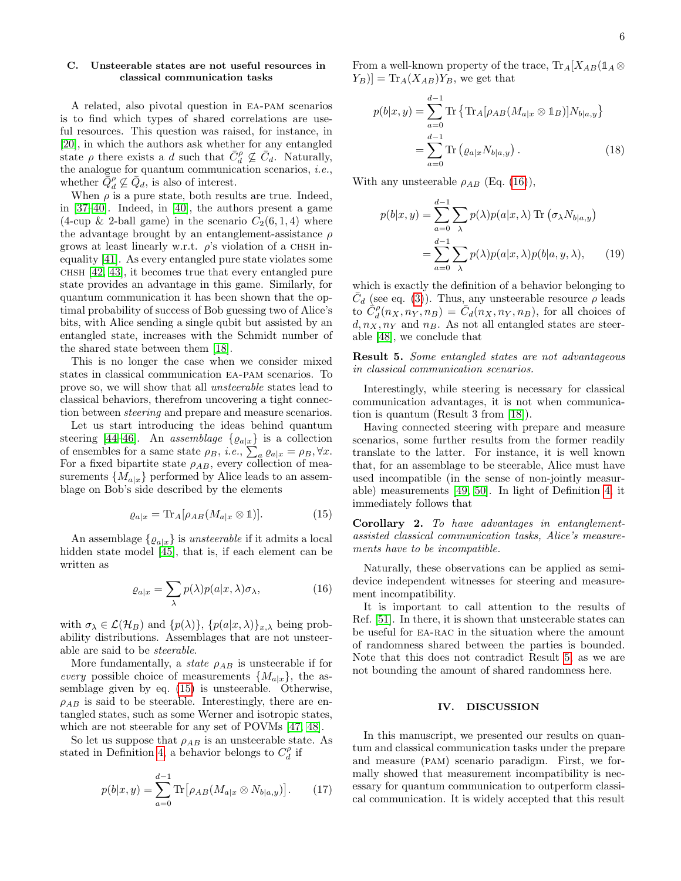### C. Unsteerable states are not useful resources in classical communication tasks

A related, also pivotal question in EA-PAM scenarios is to find which types of shared correlations are useful resources. This question was raised, for instance, in [20], in which the authors ask whether for any entangled state $\rho$ there exists a $d$ such that $\bar{C}_d^{\rho} \not\subseteq \bar{C}_d$. Naturally, the analogue for quantum communication scenarios, *i.e.*, whether $\bar{Q}_d^{\rho} \not\subseteq \bar{Q}_d$, is also of interest.

When $\rho$ is a pure state, both results are true. Indeed, in [37–40]. Indeed, in [40], the authors present a game (4-cup & 2-ball game) in the scenario $C_2(6, 1, 4)$ where the advantage brought by an entanglement-assistance $\rho$ grows at least linearly w.r.t. $\rho$'s violation of a CHSH inequality [41]. As every entangled pure state violates some CHSH [42, 43], it becomes true that every entangled pure state provides an advantage in this game. Similarly, for quantum communication it has been shown that the optimal probability of success of Bob guessing two of Alice's bits, with Alice sending a single qubit but assisted by an entangled state, increases with the Schmidt number of the shared state between them [18].

This is no longer the case when we consider mixed states in classical communication EA-PAM scenarios. To prove so, we will show that all *unsteerable* states lead to classical behaviors, therefrom uncovering a tight connection between *steering* and prepare and measure scenarios.

Let us start introducing the ideas behind quantum steering [44–46]. An *assemblage* $\{\varrho_{a|x}\}$ is a collection of ensembles for a same state $\rho_B$, *i.e.*, $\sum_a \varrho_{a|x} = \rho_B, \forall x$. For a fixed bipartite state $\rho_{AB}$, every collection of measurements $\{M_{a|x}\}$ performed by Alice leads to an assemblage on Bob's side described by the elements

$$\varrho_{a|x} = \mathrm{Tr}_A[\rho_{AB}(M_{a|x} \otimes \mathbb{1})]. \tag{15}$$

An assemblage $\{\varrho_{a|x}\}$ is *unsteerable* if it admits a local hidden state model [45], that is, if each element can be written as

$$\varrho_{a|x} = \sum_\lambda p(\lambda) p(a|x,\lambda) \sigma_\lambda, \tag{16}$$

with $\sigma_\lambda \in \mathcal{L}(\mathcal{H}_B)$ and $\{p(\lambda)\}$, $\{p(a|x,\lambda)\}_{x,\lambda}$ being probability distributions. Assemblages that are not unsteerable are said to be *steerable*.

More fundamentally, a *state* $\rho_{AB}$ is unsteerable if for *every* possible choice of measurements $\{M_{a|x}\}$, the assemblage given by eq. (15) is unsteerable. Otherwise, $\rho_{AB}$ is said to be steerable. Interestingly, there are entangled states, such as some Werner and isotropic states, which are not steerable for any set of POVMs [47, 48].

So let us suppose that $\rho_{AB}$ is an unsteerable state. As stated in Definition 4, a behavior belongs to $C_d^{\rho}$ if

$$p(b|x,y) = \sum_{a=0}^{d-1} \mathrm{Tr}\big[\rho_{AB}(M_{a|x} \otimes N_{b|a,y})\big]. \tag{17}$$

From a well-known property of the trace, $\mathrm{Tr}_A[X_{AB}(\mathbb{1}_A \otimes Y_B)] = \mathrm{Tr}_A(X_{AB})Y_B$, we get that

$$\begin{aligned} p(b|x,y) &= \sum_{a=0}^{d-1} \mathrm{Tr}\left\{\mathrm{Tr}_A[\rho_{AB}(M_{a|x} \otimes \mathbb{1}_B)] N_{b|a,y}\right\} \\ &= \sum_{a=0}^{d-1} \mathrm{Tr}\left(\varrho_{a|x} N_{b|a,y}\right). \end{aligned} \tag{18}$$

With any unsteerable $\rho_{AB}$ (Eq. (16)),

$$\begin{aligned} p(b|x,y) &= \sum_{a=0}^{d-1} \sum_\lambda p(\lambda) p(a|x,\lambda) \,\mathrm{Tr}\left(\sigma_\lambda N_{b|a,y}\right) \\ &= \sum_{a=0}^{d-1} \sum_\lambda p(\lambda) p(a|x,\lambda) p(b|a,y,\lambda), \end{aligned} \tag{19}$$

which is exactly the definition of a behavior belonging to $\bar{C}_d$ (see eq. (3)). Thus, any unsteerable resource $\rho$ leads to $\bar{C}_d^{\rho}(n_X, n_Y, n_B) = \bar{C}_d(n_X, n_Y, n_B)$, for all choices of $d, n_X, n_Y$ and $n_B$. As not all entangled states are steerable [48], we conclude that

**Result 5.** *Some entangled states are not advantageous in classical communication scenarios.*

Interestingly, while steering is necessary for classical communication advantages, it is not when communication is quantum (Result 3 from [18]).

Having connected steering with prepare and measure scenarios, some further results from the former readily translate to the latter. For instance, it is well known that, for an assemblage to be steerable, Alice must have used incompatible (in the sense of non-jointly measurable) measurements [49, 50]. In light of Definition 4, it immediately follows that

**Corollary 2.** *To have advantages in entanglement-assisted classical communication tasks, Alice's measurements have to be incompatible.*

Naturally, these observations can be applied as semi-device independent witnesses for steering and measurement incompatibility.

It is important to call attention to the results of Ref. [51]. In there, it is shown that unsteerable states can be useful for EA-RAC in the situation where the amount of randomness shared between the parties is bounded. Note that this does not contradict Result 5, as we are not bounding the amount of shared randomness here.

## IV. DISCUSSION

In this manuscript, we presented our results on quantum and classical communication tasks under the prepare and measure (PAM) scenario paradigm. First, we formally showed that measurement incompatibility is necessary for quantum communication to outperform classical communication. It is widely accepted that this result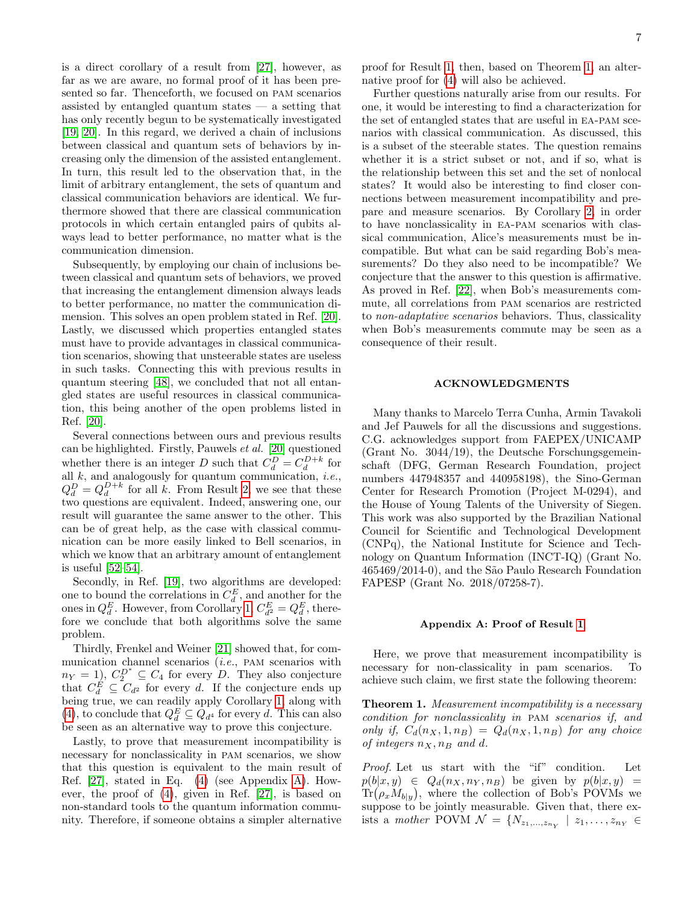is a direct corollary of a result from [27], however, as far as we are aware, no formal proof of it has been presented so far. Thenceforth, we focused on PAM scenarios assisted by entangled quantum states — a setting that has only recently begun to be systematically investigated [19, 20]. In this regard, we derived a chain of inclusions between classical and quantum sets of behaviors by increasing only the dimension of the assisted entanglement. In turn, this result led to the observation that, in the limit of arbitrary entanglement, the sets of quantum and classical communication behaviors are identical. We furthermore showed that there are classical communication protocols in which certain entangled pairs of qubits always lead to better performance, no matter what is the communication dimension.

Subsequently, by employing our chain of inclusions between classical and quantum sets of behaviors, we proved that increasing the entanglement dimension always leads to better performance, no matter the communication dimension. This solves an open problem stated in Ref. [20]. Lastly, we discussed which properties entangled states must have to provide advantages in classical communication scenarios, showing that unsteerable states are useless in such tasks. Connecting this with previous results in quantum steering [48], we concluded that not all entangled states are useful resources in classical communication, this being another of the open problems listed in Ref. [20].

Several connections between ours and previous results can be highlighted. Firstly, Pauwels *et al.* [20] questioned whether there is an integer $D$ such that $C_d^D = C_d^{D+k}$ for all $k$, and analogously for quantum communication, *i.e.*, $Q_d^D = Q_d^{D+k}$ for all $k$. From Result 2, we see that these two questions are equivalent. Indeed, answering one, our result will guarantee the same answer to the other. This can be of great help, as the case with classical communication can be more easily linked to Bell scenarios, in which we know that an arbitrary amount of entanglement is useful [52–54].

Secondly, in Ref. [19], two algorithms are developed: one to bound the correlations in $C_d^E$, and another for the ones in $Q_d^E$. However, from Corollary 1, $C_{d^2}^E = Q_d^E$, therefore we conclude that both algorithms solve the same problem.

Thirdly, Frenkel and Weiner [21] showed that, for communication channel scenarios (*i.e.*, PAM scenarios with $n_Y = 1$), $C_2^{D^*} \subseteq C_4$ for every $D$. They also conjecture that $C_d^E \subseteq C_{d^2}$ for every $d$. If the conjecture ends up being true, we can readily apply Corollary 1, along with (4), to conclude that $Q_d^E \subseteq Q_{d^4}$ for every $d$. This can also be seen as an alternative way to prove this conjecture.

Lastly, to prove that measurement incompatibility is necessary for nonclassicality in PAM scenarios, we show that this question is equivalent to the main result of Ref. [27], stated in Eq. (4) (see Appendix A). However, the proof of (4), given in Ref. [27], is based on non-standard tools to the quantum information community. Therefore, if someone obtains a simpler alternative proof for Result 1, then, based on Theorem 1, an alternative proof for (4) will also be achieved.

Further questions naturally arise from our results. For one, it would be interesting to find a characterization for the set of entangled states that are useful in EA-PAM scenarios with classical communication. As discussed, this is a subset of the steerable states. The question remains whether it is a strict subset or not, and if so, what is the relationship between this set and the set of nonlocal states? It would also be interesting to find closer connections between measurement incompatibility and prepare and measure scenarios. By Corollary 2, in order to have nonclassicality in EA-PAM scenarios with classical communication, Alice's measurements must be incompatible. But what can be said regarding Bob's measurements? Do they also need to be incompatible? We conjecture that the answer to this question is affirmative. As proved in Ref. [22], when Bob's measurements commute, all correlations from PAM scenarios are restricted to *non-adaptative scenarios* behaviors. Thus, classicality when Bob's measurements commute may be seen as a consequence of their result.

## ACKNOWLEDGMENTS

Many thanks to Marcelo Terra Cunha, Armin Tavakoli and Jef Pauwels for all the discussions and suggestions. C.G. acknowledges support from FAEPEX/UNICAMP (Grant No. 3044/19), the Deutsche Forschungsgemeinschaft (DFG, German Research Foundation, project numbers 447948357 and 440958198), the Sino-German Center for Research Promotion (Project M-0294), and the House of Young Talents of the University of Siegen. This work was also supported by the Brazilian National Council for Scientific and Technological Development (CNPq), the National Institute for Science and Technology on Quantum Information (INCT-IQ) (Grant No. 465469/2014-0), and the São Paulo Research Foundation FAPESP (Grant No. 2018/07258-7).

## Appendix A: Proof of Result 1

Here, we prove that measurement incompatibility is necessary for non-classicality in pam scenarios. To achieve such claim, we first state the following theorem:

**Theorem 1.** *Measurement incompatibility is a necessary condition for nonclassicality in* PAM *scenarios if, and only if,* $C_d(n_X, 1, n_B) = Q_d(n_X, 1, n_B)$ *for any choice of integers* $n_X, n_B$ *and* $d$.

*Proof.* Let us start with the "if" condition. Let $p(b|x,y) \in Q_d(n_X, n_Y, n_B)$ be given by $p(b|x,y) = \mathrm{Tr}(\rho_x M_{b|y})$, where the collection of Bob's POVMs we suppose to be jointly measurable. Given that, there exists a *mother* POVM $\mathcal{N} = \{N_{z_1,\ldots,z_{n_Y}} \mid z_1,\ldots,z_{n_Y} \in$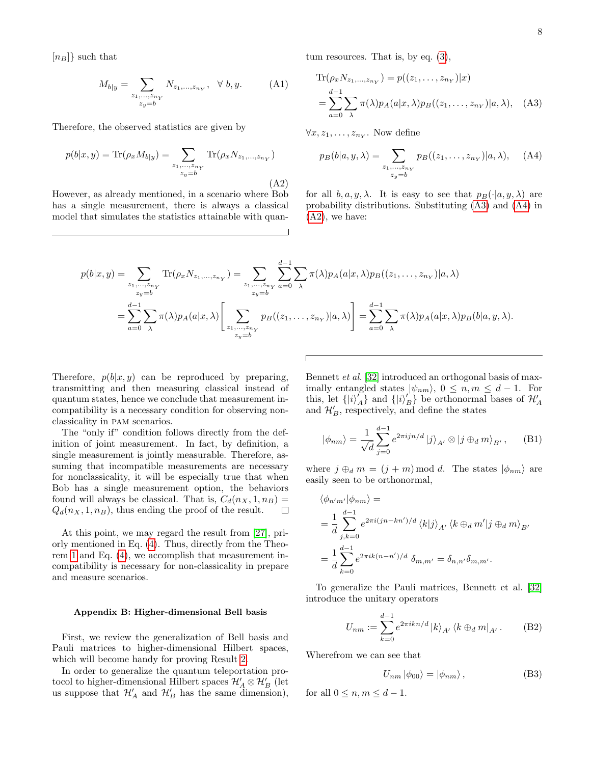$[n_B]\}$ such that

$$M_{b|y} = \sum_{\substack{z_1,\ldots,z_{n_Y} \\ z_y = b}} N_{z_1,\ldots,z_{n_Y}}, \quad \forall\, b, y. \tag{A1}$$

Therefore, the observed statistics are given by

$$p(b|x,y) = \mathrm{Tr}(\rho_x M_{b|y}) = \sum_{\substack{z_1,\ldots,z_{n_Y} \\ z_y = b}} \mathrm{Tr}(\rho_x N_{z_1,\ldots,z_{n_Y}}) \tag{A2}$$

However, as already mentioned, in a scenario where Bob has a single measurement, there is always a classical model that simulates the statistics attainable with quantum resources. That is, by eq. (3),

$$\begin{aligned}
&\mathrm{Tr}(\rho_x N_{z_1,\ldots,z_{n_Y}}) = p((z_1,\ldots,z_{n_Y})|x) \\
&= \sum_{a=0}^{d-1}\sum_{\lambda} \pi(\lambda) p_A(a|x,\lambda) p_B((z_1,\ldots,z_{n_Y})|a,\lambda),
\end{aligned} \tag{A3}$$

$\forall x, z_1, \ldots, z_{n_Y}$. Now define

$$p_B(b|a,y,\lambda) = \sum_{\substack{z_1,\ldots,z_{n_Y} \\ z_y = b}} p_B((z_1,\ldots,z_{n_Y})|a,\lambda), \tag{A4}$$

for all $b, a, y, \lambda$. It is easy to see that $p_B(\cdot|a,y,\lambda)$ are probability distributions. Substituting (A3) and (A4) in (A2), we have:

$$\begin{aligned}
p(b|x,y) &= \sum_{\substack{z_1,\ldots,z_{n_Y} \\ z_y = b}} \mathrm{Tr}(\rho_x N_{z_1,\ldots,z_{n_Y}}) = \sum_{\substack{z_1,\ldots,z_{n_Y} \\ z_y = b}} \sum_{a=0}^{d-1}\sum_{\lambda} \pi(\lambda) p_A(a|x,\lambda) p_B((z_1,\ldots,z_{n_Y})|a,\lambda) \\
&= \sum_{a=0}^{d-1}\sum_{\lambda} \pi(\lambda) p_A(a|x,\lambda) \left[ \sum_{\substack{z_1,\ldots,z_{n_Y} \\ z_y = b}} p_B((z_1,\ldots,z_{n_Y})|a,\lambda) \right] = \sum_{a=0}^{d-1}\sum_{\lambda} \pi(\lambda) p_A(a|x,\lambda) p_B(b|a,y,\lambda).
\end{aligned}$$

Therefore, $p(b|x,y)$ can be reproduced by preparing, transmitting and then measuring classical instead of quantum states, hence we conclude that measurement incompatibility is a necessary condition for observing nonclassicality in PAM scenarios.

The "only if" condition follows directly from the definition of joint measurement. In fact, by definition, a single measurement is jointly measurable. Therefore, assuming that incompatible measurements are necessary for nonclassicality, it will be especially true that when Bob has a single measurement option, the behaviors found will always be classical. That is, $C_d(n_X, 1, n_B) = Q_d(n_X, 1, n_B)$, thus ending the proof of the result. □

At this point, we may regard the result from [27], priorly mentioned in Eq. (4). Thus, directly from the Theorem 1 and Eq. (4), we accomplish that measurement incompatibility is necessary for non-classicality in prepare and measure scenarios.

### Appendix B: Higher-dimensional Bell basis

First, we review the generalization of Bell basis and Pauli matrices to higher-dimensional Hilbert spaces, which will become handy for proving Result 2.

In order to generalize the quantum teleportation protocol to higher-dimensional Hilbert spaces $\mathcal{H}'_A \otimes \mathcal{H}'_B$ (let us suppose that $\mathcal{H}'_A$ and $\mathcal{H}'_B$ has the same dimension), Bennett *et al.* [32] introduced an orthogonal basis of maximally entangled states $|\psi_{nm}\rangle$, $0 \le n, m \le d-1$. For this, let $\{|i\rangle'_A\}$ and $\{|i\rangle'_B\}$ be orthonormal bases of $\mathcal{H}'_A$ and $\mathcal{H}'_B$, respectively, and define the states

$$|\phi_{nm}\rangle = \frac{1}{\sqrt{d}} \sum_{j=0}^{d-1} e^{2\pi i j n/d} |j\rangle_{A'} \otimes |j \oplus_d m\rangle_{B'}, \tag{B1}$$

where $j \oplus_d m = (j+m) \bmod d$. The states $|\phi_{nm}\rangle$ are easily seen to be orthonormal,

$$\begin{aligned}
&\langle \phi_{n'm'} | \phi_{nm} \rangle = \\
&= \frac{1}{d} \sum_{j,k=0}^{d-1} e^{2\pi i (jn - kn')/d} \langle k|j\rangle_{A'} \langle k \oplus_d m' | j \oplus_d m\rangle_{B'} \\
&= \frac{1}{d} \sum_{k=0}^{d-1} e^{2\pi i k(n-n')/d}\, \delta_{m,m'} = \delta_{n,n'}\delta_{m,m'}.
\end{aligned}$$

To generalize the Pauli matrices, Bennett et al. [32] introduce the unitary operators

$$U_{nm} := \sum_{k=0}^{d-1} e^{2\pi i k n/d} |k\rangle_{A'} \langle k \oplus_d m|_{A'}. \tag{B2}$$

Wherefrom we can see that

$$U_{nm} |\phi_{00}\rangle = |\phi_{nm}\rangle, \tag{B3}$$

for all $0 \le n, m \le d-1$.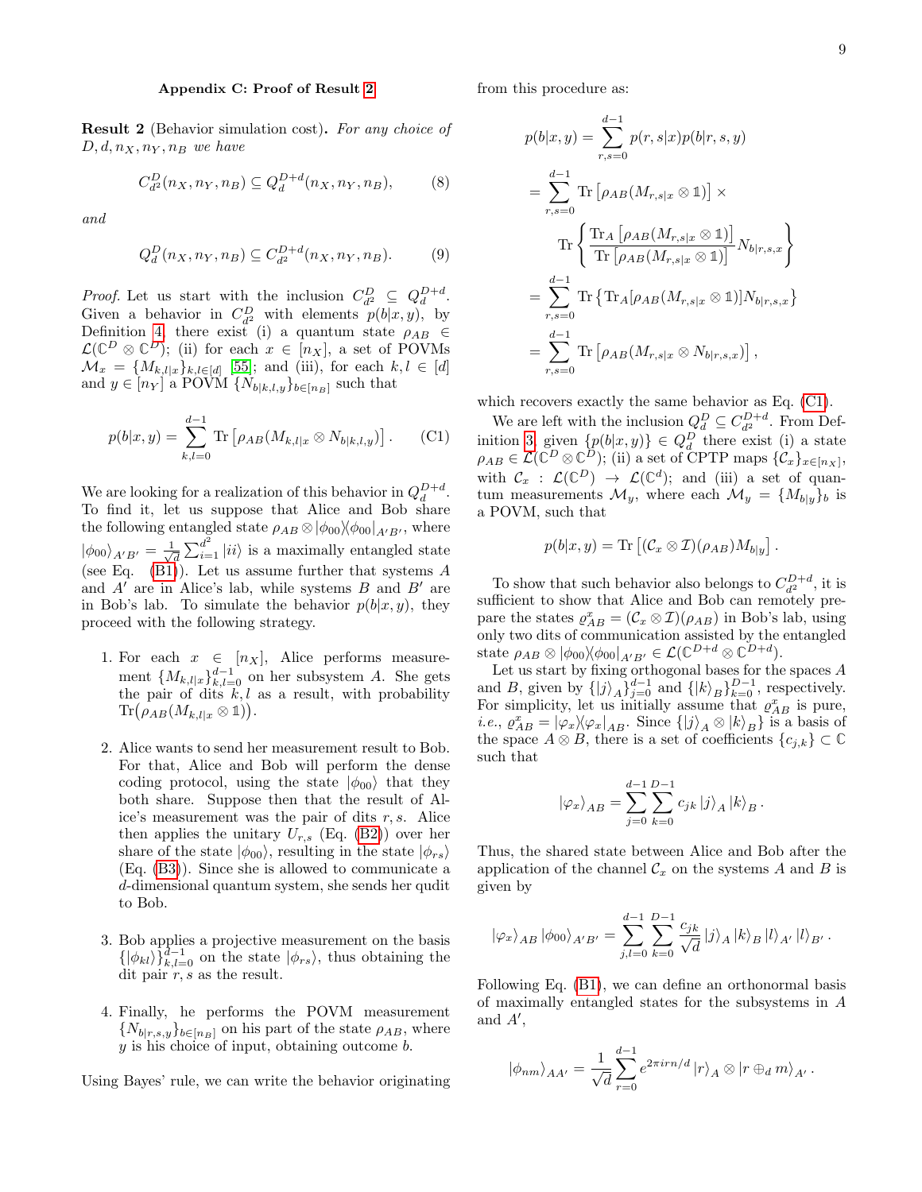### Appendix C: Proof of Result 2

**Result 2** (Behavior simulation cost). *For any choice of $D, d, n_X, n_Y, n_B$ we have*

$$C^D_{d^2}(n_X, n_Y, n_B) \subseteq Q^{D+d}_d(n_X, n_Y, n_B), \tag{8}$$

*and*

$$Q^D_d(n_X, n_Y, n_B) \subseteq C^{D+d}_{d^2}(n_X, n_Y, n_B). \tag{9}$$

*Proof.* Let us start with the inclusion $C^D_{d^2} \subseteq Q^{D+d}_d$. Given a behavior in $C^D_{d^2}$ with elements $p(b|x, y)$, by Definition 4 there exist (i) a quantum state $\rho_{AB} \in \mathcal{L}(\mathbb{C}^D \otimes \mathbb{C}^D)$; (ii) for each $x \in [n_X]$, a set of POVMs $\mathcal{M}_x = \{M_{k,l|x}\}_{k,l\in[d]}$ [55]; and (iii), for each $k, l \in [d]$ and $y \in [n_Y]$ a POVM $\{N_{b|k,l,y}\}_{b\in[n_B]}$ such that

$$p(b|x, y) = \sum_{k,l=0}^{d-1} \mathrm{Tr}\left[\rho_{AB}(M_{k,l|x} \otimes N_{b|k,l,y})\right]. \tag{C1}$$

We are looking for a realization of this behavior in $Q^{D+d}_d$. To find it, let us suppose that Alice and Bob share the following entangled state $\rho_{AB} \otimes |\phi_{00}\rangle\langle\phi_{00}|_{A'B'}$, where $|\phi_{00}\rangle_{A'B'} = \frac{1}{\sqrt{d}} \sum_{i=1}^{d^2} |ii\rangle$ is a maximally entangled state (see Eq. (B1)). Let us assume further that systems $A$ and $A'$ are in Alice's lab, while systems $B$ and $B'$ are in Bob's lab. To simulate the behavior $p(b|x, y)$, they proceed with the following strategy.

1. For each $x \in [n_X]$, Alice performs measurement $\{M_{k,l|x}\}_{k,l=0}^{d-1}$ on her subsystem $A$. She gets the pair of dits $k, l$ as a result, with probability $\mathrm{Tr}\big(\rho_{AB}(M_{k,l|x} \otimes \mathbb{1})\big)$.

2. Alice wants to send her measurement result to Bob. For that, Alice and Bob will perform the dense coding protocol, using the state $|\phi_{00}\rangle$ that they both share. Suppose then that the result of Alice's measurement was the pair of dits $r, s$. Alice then applies the unitary $U_{r,s}$ (Eq. (B2)) over her share of the state $|\phi_{00}\rangle$, resulting in the state $|\phi_{rs}\rangle$ (Eq. (B3)). Since she is allowed to communicate a $d$-dimensional quantum system, she sends her qudit to Bob.

3. Bob applies a projective measurement on the basis $\{|\phi_{kl}\rangle\}_{k,l=0}^{d-1}$ on the state $|\phi_{rs}\rangle$, thus obtaining the dit pair $r, s$ as the result.

4. Finally, he performs the POVM measurement $\{N_{b|r,s,y}\}_{b\in[n_B]}$ on his part of the state $\rho_{AB}$, where $y$ is his choice of input, obtaining outcome $b$.

Using Bayes' rule, we can write the behavior originating from this procedure as:

$$\begin{aligned}
p(b|x, y) &= \sum_{r,s=0}^{d-1} p(r, s|x)p(b|r, s, y) \\
&= \sum_{r,s=0}^{d-1} \mathrm{Tr}\left[\rho_{AB}(M_{r,s|x} \otimes \mathbb{1})\right] \times \\
&\qquad \mathrm{Tr}\left\{ \frac{\mathrm{Tr}_A\left[\rho_{AB}(M_{r,s|x} \otimes \mathbb{1})\right]}{\mathrm{Tr}\left[\rho_{AB}(M_{r,s|x} \otimes \mathbb{1})\right]} N_{b|r,s,x} \right\} \\
&= \sum_{r,s=0}^{d-1} \mathrm{Tr}\left\{\mathrm{Tr}_A[\rho_{AB}(M_{r,s|x} \otimes \mathbb{1})] N_{b|r,s,x}\right\} \\
&= \sum_{r,s=0}^{d-1} \mathrm{Tr}\left[\rho_{AB}(M_{r,s|x} \otimes N_{b|r,s,x})\right],
\end{aligned}$$

which recovers exactly the same behavior as Eq. (C1).

We are left with the inclusion $Q^D_d \subseteq C^{D+d}_{d^2}$. From Definition 3, given $\{p(b|x, y)\} \in Q^D_d$ there exist (i) a state $\rho_{AB} \in \mathcal{L}(\mathbb{C}^D \otimes \mathbb{C}^D)$; (ii) a set of CPTP maps $\{\mathcal{C}_x\}_{x\in[n_X]}$, with $\mathcal{C}_x : \mathcal{L}(\mathbb{C}^D) \to \mathcal{L}(\mathbb{C}^d)$; and (iii) a set of quantum measurements $\mathcal{M}_y$, where each $\mathcal{M}_y = \{M_{b|y}\}_b$ is a POVM, such that

$$p(b|x, y) = \mathrm{Tr}\left[(\mathcal{C}_x \otimes \mathcal{I})(\rho_{AB})M_{b|y}\right].$$

To show that such behavior also belongs to $C^{D+d}_{d^2}$, it is sufficient to show that Alice and Bob can remotely prepare the states $\varrho^x_{AB} = (\mathcal{C}_x \otimes \mathcal{I})(\rho_{AB})$ in Bob's lab, using only two dits of communication assisted by the entangled state $\rho_{AB} \otimes |\phi_{00}\rangle\langle\phi_{00}|_{A'B'} \in \mathcal{L}(\mathbb{C}^{D+d} \otimes \mathbb{C}^{D+d})$.

Let us start by fixing orthogonal bases for the spaces $A$ and $B$, given by $\{|j\rangle_A\}_{j=0}^{d-1}$ and $\{|k\rangle_B\}_{k=0}^{D-1}$, respectively. For simplicity, let us initially assume that $\varrho^x_{AB}$ is pure, *i.e.*, $\varrho^x_{AB} = |\varphi_x\rangle\langle\varphi_x|_{AB}$. Since $\{|j\rangle_A \otimes |k\rangle_B\}$ is a basis of the space $A \otimes B$, there is a set of coefficients $\{c_{j,k}\} \subset \mathbb{C}$ such that

$$|\varphi_x\rangle_{AB} = \sum_{j=0}^{d-1} \sum_{k=0}^{D-1} c_{jk} |j\rangle_A |k\rangle_B.$$

Thus, the shared state between Alice and Bob after the application of the channel $\mathcal{C}_x$ on the systems $A$ and $B$ is given by

$$|\varphi_x\rangle_{AB} |\phi_{00}\rangle_{A'B'} = \sum_{j,l=0}^{d-1} \sum_{k=0}^{D-1} \frac{c_{jk}}{\sqrt{d}} |j\rangle_A |k\rangle_B |l\rangle_{A'} |l\rangle_{B'}.$$

Following Eq. (B1), we can define an orthonormal basis of maximally entangled states for the subsystems in $A$ and $A'$,

$$|\phi_{nm}\rangle_{AA'} = \frac{1}{\sqrt{d}} \sum_{r=0}^{d-1} e^{2\pi i r n/d} |r\rangle_A \otimes |r \oplus_d m\rangle_{A'}.$$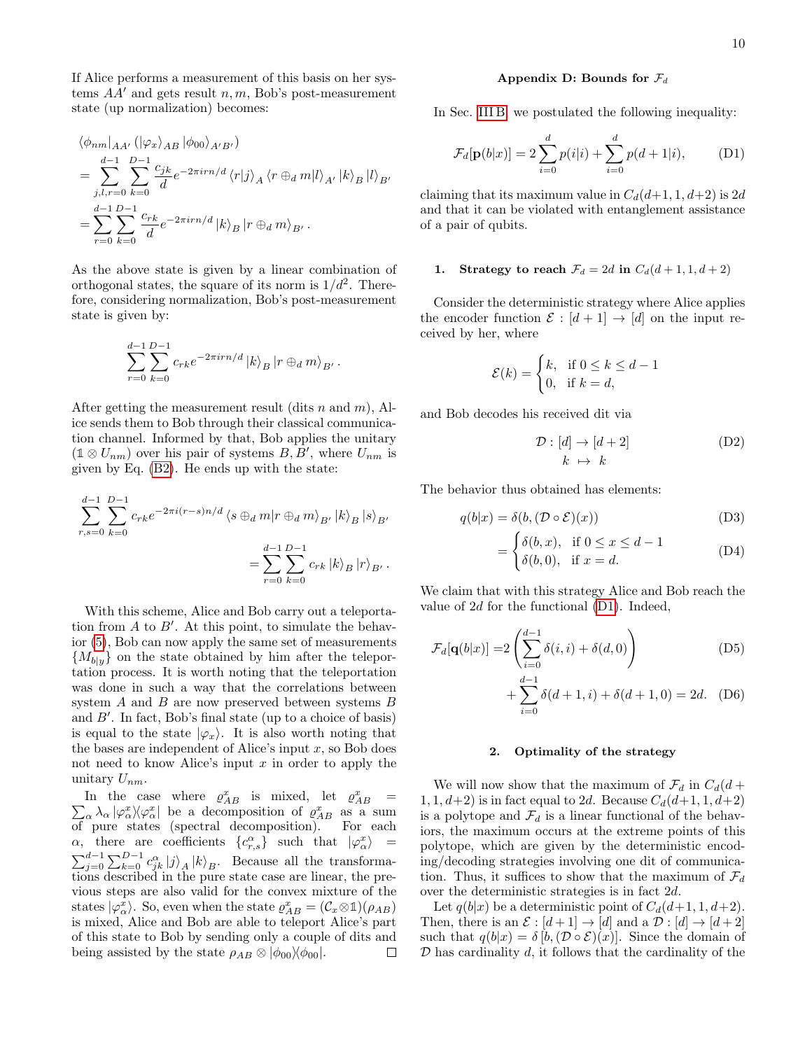If Alice performs a measurement of this basis on her systems $AA'$ and gets result $n, m$, Bob's post-measurement state (up normalization) becomes:

$$
\begin{aligned}
&\langle\phi_{nm}|_{AA'} \left(|\varphi_x\rangle_{AB} |\phi_{00}\rangle_{A'B'}\right) \\
&= \sum_{j,l,r=0}^{d-1} \sum_{k=0}^{D-1} \frac{c_{jk}}{d} e^{-2\pi i r n/d} \langle r|j\rangle_A \langle r \oplus_d m|l\rangle_{A'} |k\rangle_B |l\rangle_{B'} \\
&= \sum_{r=0}^{d-1} \sum_{k=0}^{D-1} \frac{c_{rk}}{d} e^{-2\pi i r n/d} |k\rangle_B |r \oplus_d m\rangle_{B'} .
\end{aligned}
$$

As the above state is given by a linear combination of orthogonal states, the square of its norm is $1/d^2$. Therefore, considering normalization, Bob's post-measurement state is given by:

$$
\sum_{r=0}^{d-1} \sum_{k=0}^{D-1} c_{rk} e^{-2\pi i r n/d} |k\rangle_B |r \oplus_d m\rangle_{B'} .
$$

After getting the measurement result (dits $n$ and $m$), Alice sends them to Bob through their classical communication channel. Informed by that, Bob applies the unitary $(\mathbb{1} \otimes U_{nm})$ over his pair of systems $B, B'$, where $U_{nm}$ is given by Eq. (B2). He ends up with the state:

$$
\begin{aligned}
\sum_{r,s=0}^{d-1} \sum_{k=0}^{D-1} c_{rk} e^{-2\pi i (r-s) n/d} \langle s \oplus_d m|r \oplus_d m\rangle_{B'} |k\rangle_B |s\rangle_{B'} \\
= \sum_{r=0}^{d-1} \sum_{k=0}^{D-1} c_{rk} |k\rangle_B |r\rangle_{B'} .
\end{aligned}
$$

With this scheme, Alice and Bob carry out a teleportation from $A$ to $B'$. At this point, to simulate the behavior (5), Bob can now apply the same set of measurements $\{M_{b|y}\}$ on the state obtained by him after the teleportation process. It is worth noting that the teleportation was done in such a way that the correlations between system $A$ and $B$ are now preserved between systems $B$ and $B'$. In fact, Bob's final state (up to a choice of basis) is equal to the state $|\varphi_x\rangle$. It is also worth noting that the bases are independent of Alice's input $x$, so Bob does not need to know Alice's input $x$ in order to apply the unitary $U_{nm}$.

In the case where $\varrho^x_{AB}$ is mixed, let $\varrho^x_{AB} = \sum_\alpha \lambda_\alpha |\varphi^x_\alpha\rangle\langle\varphi^x_\alpha|$ be a decomposition of $\varrho^x_{AB}$ as a sum of pure states (spectral decomposition). For each $\alpha$, there are coefficients $\{c^\alpha_{r,s}\}$ such that $|\varphi^x_\alpha\rangle = \sum_{j=0}^{d-1} \sum_{k=0}^{D-1} c^\alpha_{jk} |j\rangle_A |k\rangle_B$. Because all the transformations described in the pure state case are linear, the previous steps are also valid for the convex mixture of the states $|\varphi^x_\alpha\rangle$. So, even when the state $\varrho^x_{AB} = (\mathcal{C}_x \otimes \mathbb{1})(\rho_{AB})$ is mixed, Alice and Bob are able to teleport Alice's part of this state to Bob by sending only a couple of dits and being assisted by the state $\rho_{AB} \otimes |\phi_{00}\rangle\langle\phi_{00}|$. $\square$

## Appendix D: Bounds for $\mathcal{F}_d$

In Sec. III B, we postulated the following inequality:

$$
\mathcal{F}_d[\mathbf{p}(b|x)] = 2 \sum_{i=0}^{d} p(i|i) + \sum_{i=0}^{d} p(d+1|i), \tag{D1}
$$

claiming that its maximum value in $C_d(d+1, 1, d+2)$ is $2d$ and that it can be violated with entanglement assistance of a pair of qubits.

### 1. Strategy to reach $\mathcal{F}_d = 2d$ in $C_d(d+1, 1, d+2)$

Consider the deterministic strategy where Alice applies the encoder function $\mathcal{E} : [d+1] \to [d]$ on the input received by her, where

$$
\mathcal{E}(k) = \begin{cases} k, & \text{if } 0 \le k \le d-1 \\ 0, & \text{if } k = d, \end{cases}
$$

and Bob decodes his received dit via

$$
\begin{aligned}
\mathcal{D} : [d] &\to [d+2] \\
k &\mapsto k
\end{aligned} \tag{D2}
$$

The behavior thus obtained has elements:

$$
\begin{aligned}
q(b|x) &= \delta(b, (\mathcal{D} \circ \mathcal{E})(x)) && \text{(D3)} \\
&= \begin{cases} \delta(b, x), & \text{if } 0 \le x \le d-1 \\ \delta(b, 0), & \text{if } x = d. \end{cases} && \text{(D4)}
\end{aligned}
$$

We claim that with this strategy Alice and Bob reach the value of $2d$ for the functional (D1). Indeed,

$$
\begin{aligned}
\mathcal{F}_d[\mathbf{q}(b|x)] =& 2 \left( \sum_{i=0}^{d-1} \delta(i, i) + \delta(d, 0) \right) && \text{(D5)} \\
&+ \sum_{i=0}^{d-1} \delta(d+1, i) + \delta(d+1, 0) = 2d. && \text{(D6)}
\end{aligned}
$$

### 2. Optimality of the strategy

We will now show that the maximum of $\mathcal{F}_d$ in $C_d(d+1, 1, d+2)$ is in fact equal to $2d$. Because $C_d(d+1, 1, d+2)$ is a polytope and $\mathcal{F}_d$ is a linear functional of the behaviors, the maximum occurs at the extreme points of this polytope, which are given by the deterministic encoding/decoding strategies involving one dit of communication. Thus, it suffices to show that the maximum of $\mathcal{F}_d$ over the deterministic strategies is in fact $2d$.

Let $q(b|x)$ be a deterministic point of $C_d(d+1, 1, d+2)$. Then, there is an $\mathcal{E} : [d+1] \to [d]$ and a $\mathcal{D} : [d] \to [d+2]$ such that $q(b|x) = \delta[b, (\mathcal{D} \circ \mathcal{E})(x)]$. Since the domain of $\mathcal{D}$ has cardinality $d$, it follows that the cardinality of the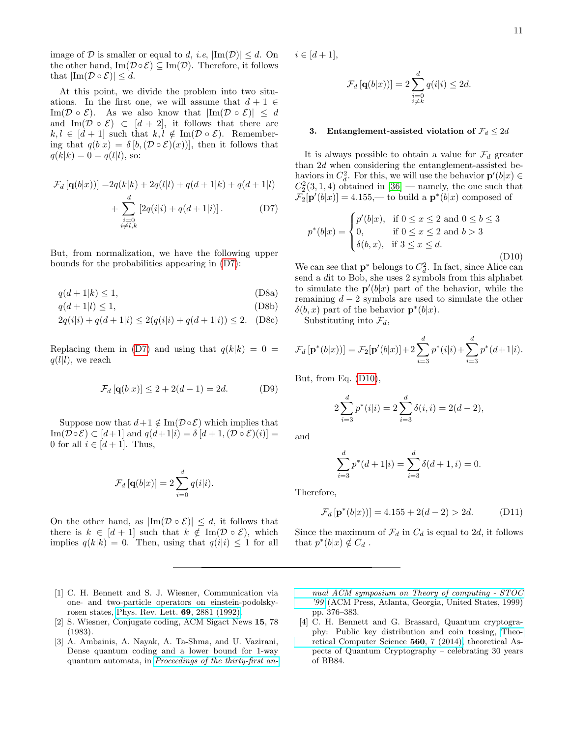image of $\mathcal{D}$ is smaller or equal to $d$, *i.e*, $|\text{Im}(\mathcal{D})| \leq d$. On the other hand, $\text{Im}(\mathcal{D} \circ \mathcal{E}) \subseteq \text{Im}(\mathcal{D})$. Therefore, it follows that $|\text{Im}(\mathcal{D} \circ \mathcal{E})| \leq d$.

At this point, we divide the problem into two situations. In the first one, we will assume that $d+1 \in \text{Im}(\mathcal{D} \circ \mathcal{E})$. As we also know that $|\text{Im}(\mathcal{D} \circ \mathcal{E})| \leq d$ and $\text{Im}(\mathcal{D} \circ \mathcal{E}) \subset [d+2]$, it follows that there are $k, l \in [d+1]$ such that $k, l \notin \text{Im}(\mathcal{D} \circ \mathcal{E})$. Remembering that $q(b|x) = \delta\left[b, (\mathcal{D} \circ \mathcal{E})(x)\right]$, then it follows that $q(k|k) = 0 = q(l|l)$, so:

$$\begin{aligned} \mathcal{F}_d\left[\mathbf{q}(b|x)\right] =& 2q(k|k) + 2q(l|l) + q(d+1|k) + q(d+1|l) \\ &+ \sum_{\substack{i=0 \\ i \neq l,k}}^{d} \left[2q(i|i) + q(d+1|i)\right]. \end{aligned} \tag{D7}$$

But, from normalization, we have the following upper bounds for the probabilities appearing in (D7):

$$q(d+1|k) \leq 1, \tag{D8a}$$

$$q(d+1|l) \leq 1, \tag{D8b}$$

$$2q(i|i) + q(d+1|i) \leq 2(q(i|i) + q(d+1|i)) \leq 2. \tag{D8c}$$

Replacing them in (D7) and using that $q(k|k) = 0 = q(l|l)$, we reach

$$\mathcal{F}_d\left[\mathbf{q}(b|x)\right] \leq 2 + 2(d-1) = 2d. \tag{D9}$$

Suppose now that $d+1 \notin \text{Im}(\mathcal{D} \circ \mathcal{E})$ which implies that $\text{Im}(\mathcal{D} \circ \mathcal{E}) \subset [d+1]$ and $q(d+1|i) = \delta\left[d+1, (\mathcal{D} \circ \mathcal{E})(i)\right] = 0$ for all $i \in [d+1]$. Thus,

$$\mathcal{F}_d\left[\mathbf{q}(b|x)\right] = 2\sum_{i=0}^{d} q(i|i).$$

On the other hand, as $|\text{Im}(\mathcal{D} \circ \mathcal{E})| \leq d$, it follows that there is $k \in [d+1]$ such that $k \notin \text{Im}(\mathcal{D} \circ \mathcal{E})$, which implies $q(k|k) = 0$. Then, using that $q(i|i) \leq 1$ for all $i \in [d+1]$,

$$\mathcal{F}_d\left[\mathbf{q}(b|x)\right] = 2\sum_{\substack{i=0 \\ i \neq k}}^{d} q(i|i) \leq 2d.$$

### 3. Entanglement-assisted violation of $\mathcal{F}_d \leq 2d$

It is always possible to obtain a value for $\mathcal{F}_d$ greater than $2d$ when considering the entanglement-assisted behaviors in $C_d^2$. For this, we will use the behavior $\mathbf{p}'(b|x) \in C_2^2(3,1,4)$ obtained in [36] — namely, the one such that $\mathcal{F}_2[\mathbf{p}'(b|x)] = 4.155$,— to build a $\mathbf{p}^*(b|x)$ composed of

$$p^*(b|x) = \begin{cases} p'(b|x), & \text{if } 0 \leq x \leq 2 \text{ and } 0 \leq b \leq 3 \\ 0, & \text{if } 0 \leq x \leq 2 \text{ and } b > 3 \\ \delta(b,x), & \text{if } 3 \leq x \leq d. \end{cases} \tag{D10}$$

We can see that $\mathbf{p}^*$ belongs to $C_d^2$. In fact, since Alice can send a $d$it to Bob, she uses 2 symbols from this alphabet to simulate the $\mathbf{p}'(b|x)$ part of the behavior, while the remaining $d-2$ symbols are used to simulate the other $\delta(b,x)$ part of the behavior $\mathbf{p}^*(b|x)$.

Substituting into $\mathcal{F}_d$,

$$\mathcal{F}_d\left[\mathbf{p}^*(b|x)\right] = \mathcal{F}_2[\mathbf{p}'(b|x)] + 2\sum_{i=3}^{d} p^*(i|i) + \sum_{i=3}^{d} p^*(d+1|i).$$

But, from Eq. (D10),

$$2\sum_{i=3}^{d} p^*(i|i) = 2\sum_{i=3}^{d} \delta(i,i) = 2(d-2),$$

and

$$\sum_{i=3}^{d} p^*(d+1|i) = \sum_{i=3}^{d} \delta(d+1,i) = 0.$$

Therefore,

$$\mathcal{F}_d\left[\mathbf{p}^*(b|x)\right] = 4.155 + 2(d-2) > 2d. \tag{D11}$$

Since the maximum of $\mathcal{F}_d$ in $C_d$ is equal to $2d$, it follows that $p^*(b|x) \notin C_d$ .

---

[1] C. H. Bennett and S. J. Wiesner, Communication via one- and two-particle operators on einstein-podolsky-rosen states, Phys. Rev. Lett. **69**, 2881 (1992).

[2] S. Wiesner, Conjugate coding, ACM Sigact News **15**, 78 (1983).

[3] A. Ambainis, A. Nayak, A. Ta-Shma, and U. Vazirani, Dense quantum coding and a lower bound for 1-way quantum automata, in *Proceedings of the thirty-first annual ACM symposium on Theory of computing - STOC '99* (ACM Press, Atlanta, Georgia, United States, 1999) pp. 376–383.

[4] C. H. Bennett and G. Brassard, Quantum cryptography: Public key distribution and coin tossing, Theoretical Computer Science **560**, 7 (2014), theoretical Aspects of Quantum Cryptography – celebrating 30 years of BB84.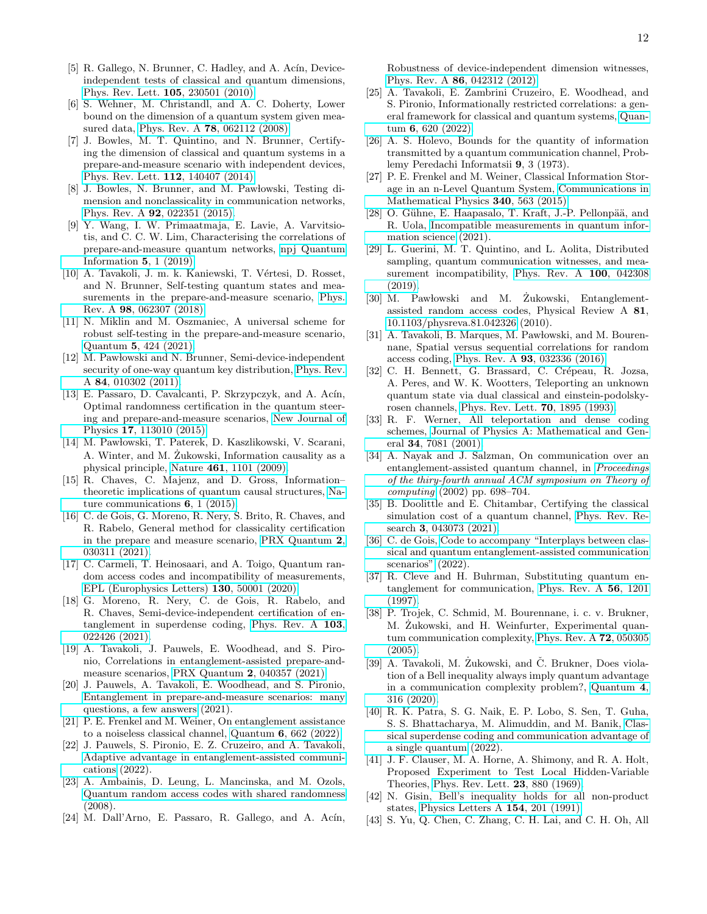[5] R. Gallego, N. Brunner, C. Hadley, and A. Acín, Device-independent tests of classical and quantum dimensions, Phys. Rev. Lett. **105**, 230501 (2010).

[6] S. Wehner, M. Christandl, and A. C. Doherty, Lower bound on the dimension of a quantum system given measured data, Phys. Rev. A **78**, 062112 (2008).

[7] J. Bowles, M. T. Quintino, and N. Brunner, Certifying the dimension of classical and quantum systems in a prepare-and-measure scenario with independent devices, Phys. Rev. Lett. **112**, 140407 (2014).

[8] J. Bowles, N. Brunner, and M. Pawłowski, Testing dimension and nonclassicality in communication networks, Phys. Rev. A **92**, 022351 (2015).

[9] Y. Wang, I. W. Primaatmaja, E. Lavie, A. Varvitsiotis, and C. C. W. Lim, Characterising the correlations of prepare-and-measure quantum networks, npj Quantum Information **5**, 1 (2019).

[10] A. Tavakoli, J. m. k. Kaniewski, T. Vértesi, D. Rosset, and N. Brunner, Self-testing quantum states and measurements in the prepare-and-measure scenario, Phys. Rev. A **98**, 062307 (2018).

[11] N. Miklin and M. Oszmaniec, A universal scheme for robust self-testing in the prepare-and-measure scenario, Quantum **5**, 424 (2021).

[12] M. Pawłowski and N. Brunner, Semi-device-independent security of one-way quantum key distribution, Phys. Rev. A **84**, 010302 (2011).

[13] E. Passaro, D. Cavalcanti, P. Skrzypczyk, and A. Acín, Optimal randomness certification in the quantum steering and prepare-and-measure scenarios, New Journal of Physics **17**, 113010 (2015).

[14] M. Pawłowski, T. Paterek, D. Kaszlikowski, V. Scarani, A. Winter, and M. Żukowski, Information causality as a physical principle, Nature **461**, 1101 (2009).

[15] R. Chaves, C. Majenz, and D. Gross, Information–theoretic implications of quantum causal structures, Nature communications **6**, 1 (2015).

[16] C. de Gois, G. Moreno, R. Nery, S. Brito, R. Chaves, and R. Rabelo, General method for classicality certification in the prepare and measure scenario, PRX Quantum **2**, 030311 (2021).

[17] C. Carmeli, T. Heinosaari, and A. Toigo, Quantum random access codes and incompatibility of measurements, EPL (Europhysics Letters) **130**, 50001 (2020).

[18] G. Moreno, R. Nery, C. de Gois, R. Rabelo, and R. Chaves, Semi-device-independent certification of entanglement in superdense coding, Phys. Rev. A **103**, 022426 (2021).

[19] A. Tavakoli, J. Pauwels, E. Woodhead, and S. Pironio, Correlations in entanglement-assisted prepare-and-measure scenarios, PRX Quantum **2**, 040357 (2021).

[20] J. Pauwels, A. Tavakoli, E. Woodhead, and S. Pironio, Entanglement in prepare-and-measure scenarios: many questions, a few answers (2021).

[21] P. E. Frenkel and M. Weiner, On entanglement assistance to a noiseless classical channel, Quantum **6**, 662 (2022).

[22] J. Pauwels, S. Pironio, E. Z. Cruzeiro, and A. Tavakoli, Adaptive advantage in entanglement-assisted communications (2022).

[23] A. Ambainis, D. Leung, L. Mancinska, and M. Ozols, Quantum random access codes with shared randomness (2008).

[24] M. Dall'Arno, E. Passaro, R. Gallego, and A. Acín, Robustness of device-independent dimension witnesses, Phys. Rev. A **86**, 042312 (2012).

[25] A. Tavakoli, E. Zambrini Cruzeiro, E. Woodhead, and S. Pironio, Informationally restricted correlations: a general framework for classical and quantum systems, Quantum **6**, 620 (2022).

[26] A. S. Holevo, Bounds for the quantity of information transmitted by a quantum communication channel, Problemy Peredachi Informatsii **9**, 3 (1973).

[27] P. E. Frenkel and M. Weiner, Classical Information Storage in an n-Level Quantum System, Communications in Mathematical Physics **340**, 563 (2015).

[28] O. Gühne, E. Haapasalo, T. Kraft, J.-P. Pellonpää, and R. Uola, Incompatible measurements in quantum information science (2021).

[29] L. Guerini, M. T. Quintino, and L. Aolita, Distributed sampling, quantum communication witnesses, and measurement incompatibility, Phys. Rev. A **100**, 042308 (2019).

[30] M. Pawłowski and M. Żukowski, Entanglement-assisted random access codes, Physical Review A **81**, 10.1103/physreva.81.042326 (2010).

[31] A. Tavakoli, B. Marques, M. Pawłowski, and M. Bourennane, Spatial versus sequential correlations for random access coding, Phys. Rev. A **93**, 032336 (2016).

[32] C. H. Bennett, G. Brassard, C. Crépeau, R. Jozsa, A. Peres, and W. K. Wootters, Teleporting an unknown quantum state via dual classical and einstein-podolsky-rosen channels, Phys. Rev. Lett. **70**, 1895 (1993).

[33] R. F. Werner, All teleportation and dense coding schemes, Journal of Physics A: Mathematical and General **34**, 7081 (2001).

[34] A. Nayak and J. Salzman, On communication over an entanglement-assisted quantum channel, in *Proceedings of the thiry-fourth annual ACM symposium on Theory of computing* (2002) pp. 698–704.

[35] B. Doolittle and E. Chitambar, Certifying the classical simulation cost of a quantum channel, Phys. Rev. Research **3**, 043073 (2021).

[36] C. de Gois, Code to accompany "Interplays between classical and quantum entanglement-assisted communication scenarios" (2022).

[37] R. Cleve and H. Buhrman, Substituting quantum entanglement for communication, Phys. Rev. A **56**, 1201 (1997).

[38] P. Trojek, C. Schmid, M. Bourennane, i. c. v. Brukner, M. Żukowski, and H. Weinfurter, Experimental quantum communication complexity, Phys. Rev. A **72**, 050305 (2005).

[39] A. Tavakoli, M. Żukowski, and Č. Brukner, Does violation of a Bell inequality always imply quantum advantage in a communication complexity problem?, Quantum **4**, 316 (2020).

[40] R. K. Patra, S. G. Naik, E. P. Lobo, S. Sen, T. Guha, S. S. Bhattacharya, M. Alimuddin, and M. Banik, Classical superdense coding and communication advantage of a single quantum (2022).

[41] J. F. Clauser, M. A. Horne, A. Shimony, and R. A. Holt, Proposed Experiment to Test Local Hidden-Variable Theories, Phys. Rev. Lett. **23**, 880 (1969).

[42] N. Gisin, Bell's inequality holds for all non-product states, Physics Letters A **154**, 201 (1991).

[43] S. Yu, Q. Chen, C. Zhang, C. H. Lai, and C. H. Oh, All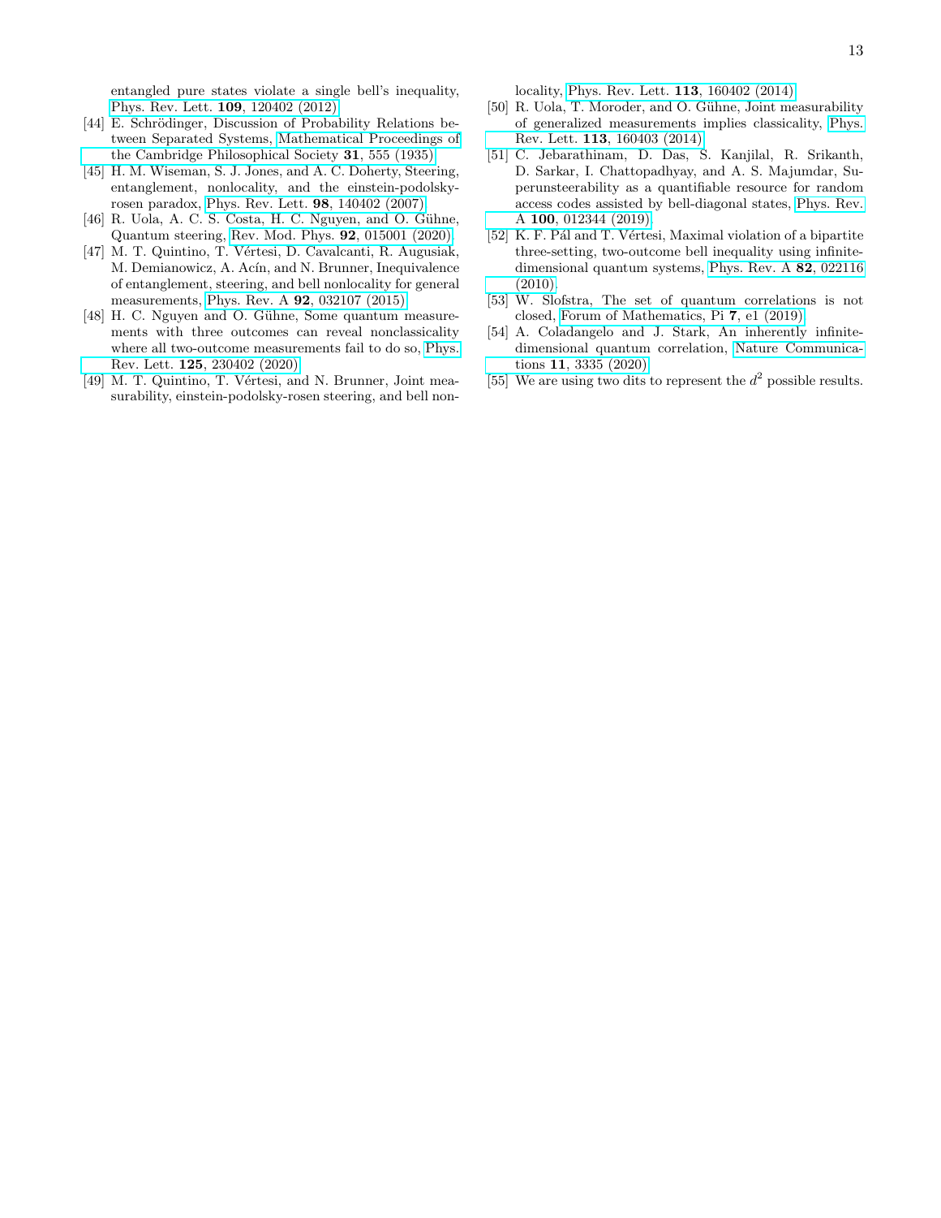entangled pure states violate a single bell's inequality, Phys. Rev. Lett. **109**, 120402 (2012).

[44] E. Schrödinger, Discussion of Probability Relations between Separated Systems, Mathematical Proceedings of the Cambridge Philosophical Society **31**, 555 (1935).

[45] H. M. Wiseman, S. J. Jones, and A. C. Doherty, Steering, entanglement, nonlocality, and the einstein-podolsky-rosen paradox, Phys. Rev. Lett. **98**, 140402 (2007).

[46] R. Uola, A. C. S. Costa, H. C. Nguyen, and O. Gühne, Quantum steering, Rev. Mod. Phys. **92**, 015001 (2020).

[47] M. T. Quintino, T. Vértesi, D. Cavalcanti, R. Augusiak, M. Demianowicz, A. Acín, and N. Brunner, Inequivalence of entanglement, steering, and bell nonlocality for general measurements, Phys. Rev. A **92**, 032107 (2015).

[48] H. C. Nguyen and O. Gühne, Some quantum measurements with three outcomes can reveal nonclassicality where all two-outcome measurements fail to do so, Phys. Rev. Lett. **125**, 230402 (2020).

[49] M. T. Quintino, T. Vértesi, and N. Brunner, Joint measurability, einstein-podolsky-rosen steering, and bell nonlocality, Phys. Rev. Lett. **113**, 160402 (2014).

[50] R. Uola, T. Moroder, and O. Gühne, Joint measurability of generalized measurements implies classicality, Phys. Rev. Lett. **113**, 160403 (2014).

[51] C. Jebarathinam, D. Das, S. Kanjilal, R. Srikanth, D. Sarkar, I. Chattopadhyay, and A. S. Majumdar, Superunsteerability as a quantifiable resource for random access codes assisted by bell-diagonal states, Phys. Rev. A **100**, 012344 (2019).

[52] K. F. Pál and T. Vértesi, Maximal violation of a bipartite three-setting, two-outcome bell inequality using infinite-dimensional quantum systems, Phys. Rev. A **82**, 022116 (2010).

[53] W. Slofstra, The set of quantum correlations is not closed, Forum of Mathematics, Pi **7**, e1 (2019).

[54] A. Coladangelo and J. Stark, An inherently infinite-dimensional quantum correlation, Nature Communications **11**, 3335 (2020).

[55] We are using two dits to represent the $d^2$ possible results.